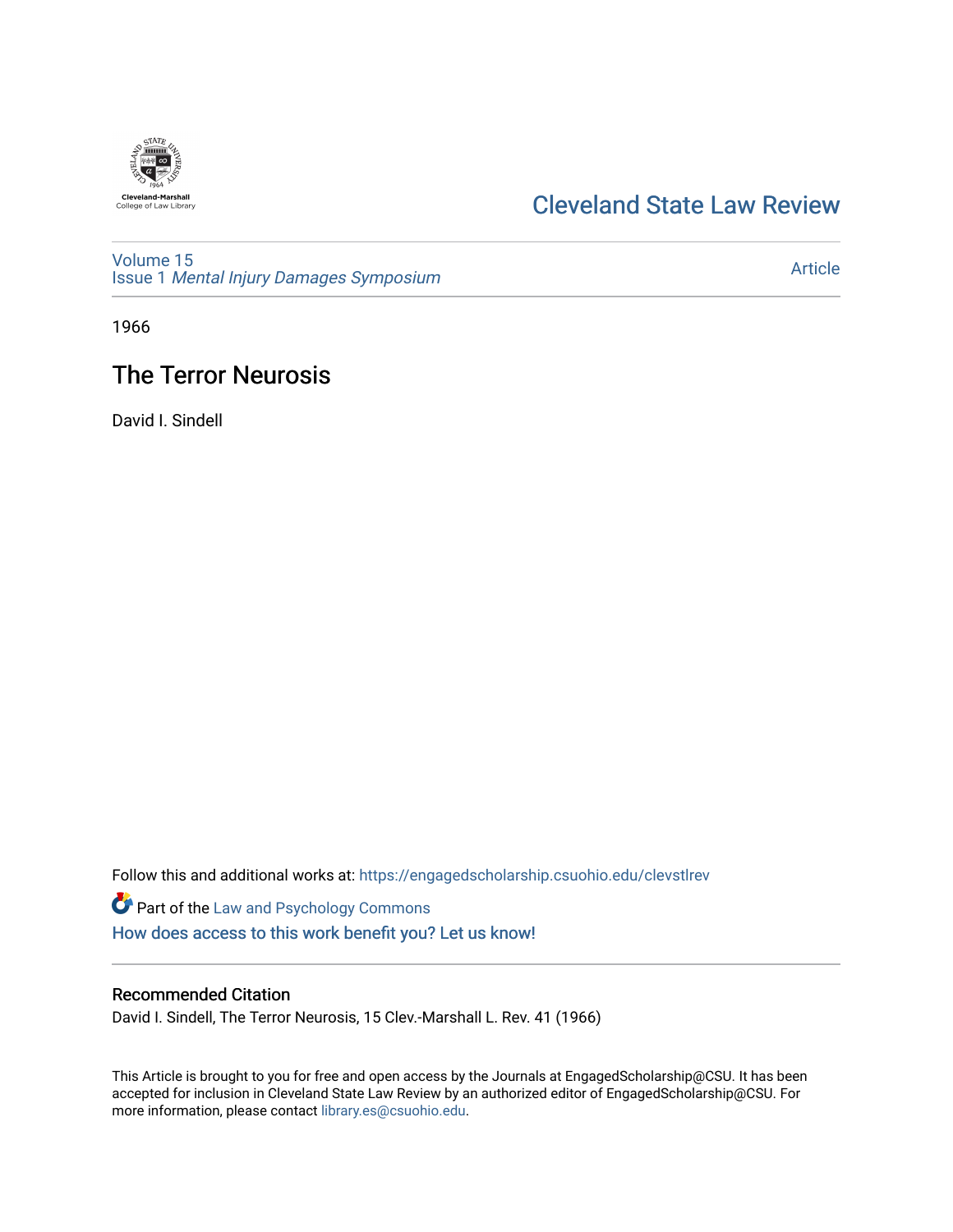Cleveland-Marshall College of Law Library

# Cleveland State Law Review

Volume 15
Issue 1 *Mental Injury Damages Symposium*

Article

1966

## The Terror Neurosis

David I. Sindell

Follow this and additional works at: https://engagedscholarship.csuohio.edu/clevstlrev

Part of the Law and Psychology Commons

How does access to this work benefit you? Let us know!

### Recommended Citation

David I. Sindell, The Terror Neurosis, 15 Clev.-Marshall L. Rev. 41 (1966)

This Article is brought to you for free and open access by the Journals at EngagedScholarship@CSU. It has been accepted for inclusion in Cleveland State Law Review by an authorized editor of EngagedScholarship@CSU. For more information, please contact library.es@csuohio.edu.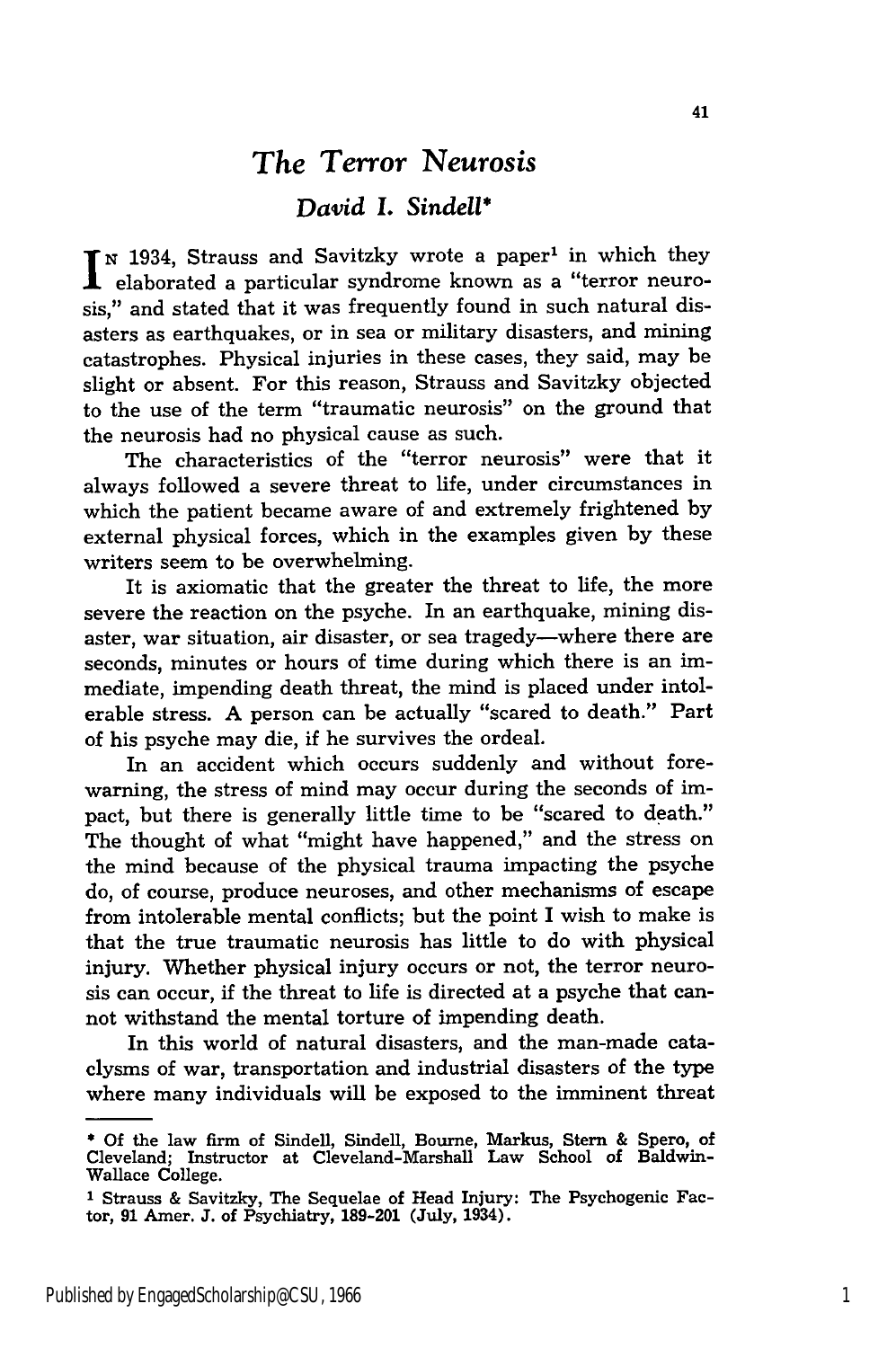# The Terror Neurosis

## David I. Sindell*

In 1934, Strauss and Savitzky wrote a paper[1] in which they elaborated a particular syndrome known as a "terror neurosis," and stated that it was frequently found in such natural disasters as earthquakes, or in sea or military disasters, and mining catastrophes. Physical injuries in these cases, they said, may be slight or absent. For this reason, Strauss and Savitzky objected to the use of the term "traumatic neurosis" on the ground that the neurosis had no physical cause as such.

The characteristics of the "terror neurosis" were that it always followed a severe threat to life, under circumstances in which the patient became aware of and extremely frightened by external physical forces, which in the examples given by these writers seem to be overwhelming.

It is axiomatic that the greater the threat to life, the more severe the reaction on the psyche. In an earthquake, mining disaster, war situation, air disaster, or sea tragedy—where there are seconds, minutes or hours of time during which there is an immediate, impending death threat, the mind is placed under intolerable stress. A person can be actually "scared to death." Part of his psyche may die, if he survives the ordeal.

In an accident which occurs suddenly and without forewarning, the stress of mind may occur during the seconds of impact, but there is generally little time to be "scared to death." The thought of what "might have happened," and the stress on the mind because of the physical trauma impacting the psyche do, of course, produce neuroses, and other mechanisms of escape from intolerable mental conflicts; but the point I wish to make is that the true traumatic neurosis has little to do with physical injury. Whether physical injury occurs or not, the terror neurosis can occur, if the threat to life is directed at a psyche that cannot withstand the mental torture of impending death.

In this world of natural disasters, and the man-made cataclysms of war, transportation and industrial disasters of the type where many individuals will be exposed to the imminent threat

---

* Of the law firm of Sindell, Sindell, Bourne, Markus, Stern & Spero, of Cleveland; Instructor at Cleveland-Marshall Law School of Baldwin-Wallace College.

[1] Strauss & Savitzky, The Sequelae of Head Injury: The Psychogenic Factor, 91 Amer. J. of Psychiatry, 189-201 (July, 1934).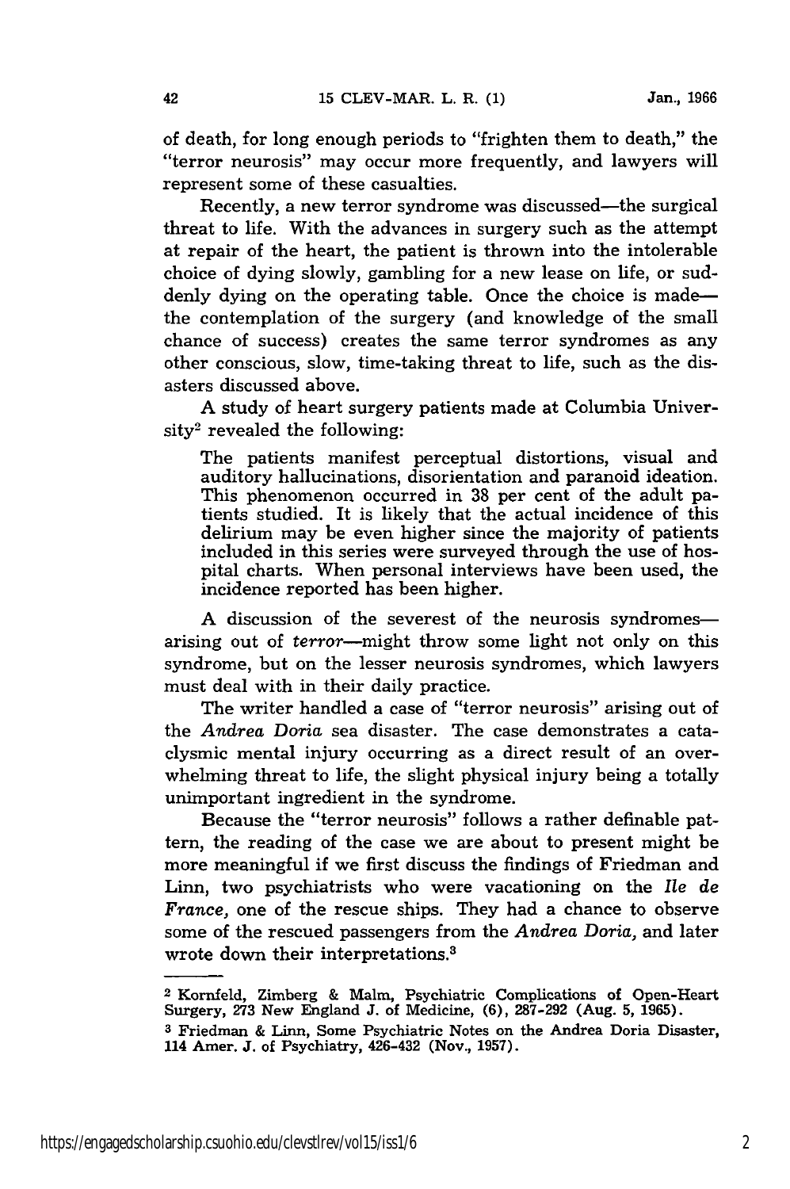of death, for long enough periods to "frighten them to death," the "terror neurosis" may occur more frequently, and lawyers will represent some of these casualties.

Recently, a new terror syndrome was discussed—the surgical threat to life. With the advances in surgery such as the attempt at repair of the heart, the patient is thrown into the intolerable choice of dying slowly, gambling for a new lease on life, or suddenly dying on the operating table. Once the choice is made—the contemplation of the surgery (and knowledge of the small chance of success) creates the same terror syndromes as any other conscious, slow, time-taking threat to life, such as the disasters discussed above.

A study of heart surgery patients made at Columbia University[2] revealed the following:

> The patients manifest perceptual distortions, visual and auditory hallucinations, disorientation and paranoid ideation. This phenomenon occurred in 38 per cent of the adult patients studied. It is likely that the actual incidence of this delirium may be even higher since the majority of patients included in this series were surveyed through the use of hospital charts. When personal interviews have been used, the incidence reported has been higher.

A discussion of the severest of the neurosis syndromes—arising out of *terror*—might throw some light not only on this syndrome, but on the lesser neurosis syndromes, which lawyers must deal with in their daily practice.

The writer handled a case of "terror neurosis" arising out of the *Andrea Doria* sea disaster. The case demonstrates a cataclysmic mental injury occurring as a direct result of an overwhelming threat to life, the slight physical injury being a totally unimportant ingredient in the syndrome.

Because the "terror neurosis" follows a rather definable pattern, the reading of the case we are about to present might be more meaningful if we first discuss the findings of Friedman and Linn, two psychiatrists who were vacationing on the *Ile de France*, one of the rescue ships. They had a chance to observe some of the rescued passengers from the *Andrea Doria*, and later wrote down their interpretations.[3]

---

[2] Kornfeld, Zimberg & Malm, Psychiatric Complications of Open-Heart Surgery, 273 New England J. of Medicine, (6), 287-292 (Aug. 5, 1965).

[3] Friedman & Linn, Some Psychiatric Notes on the Andrea Doria Disaster, 114 Amer. J. of Psychiatry, 426-432 (Nov., 1957).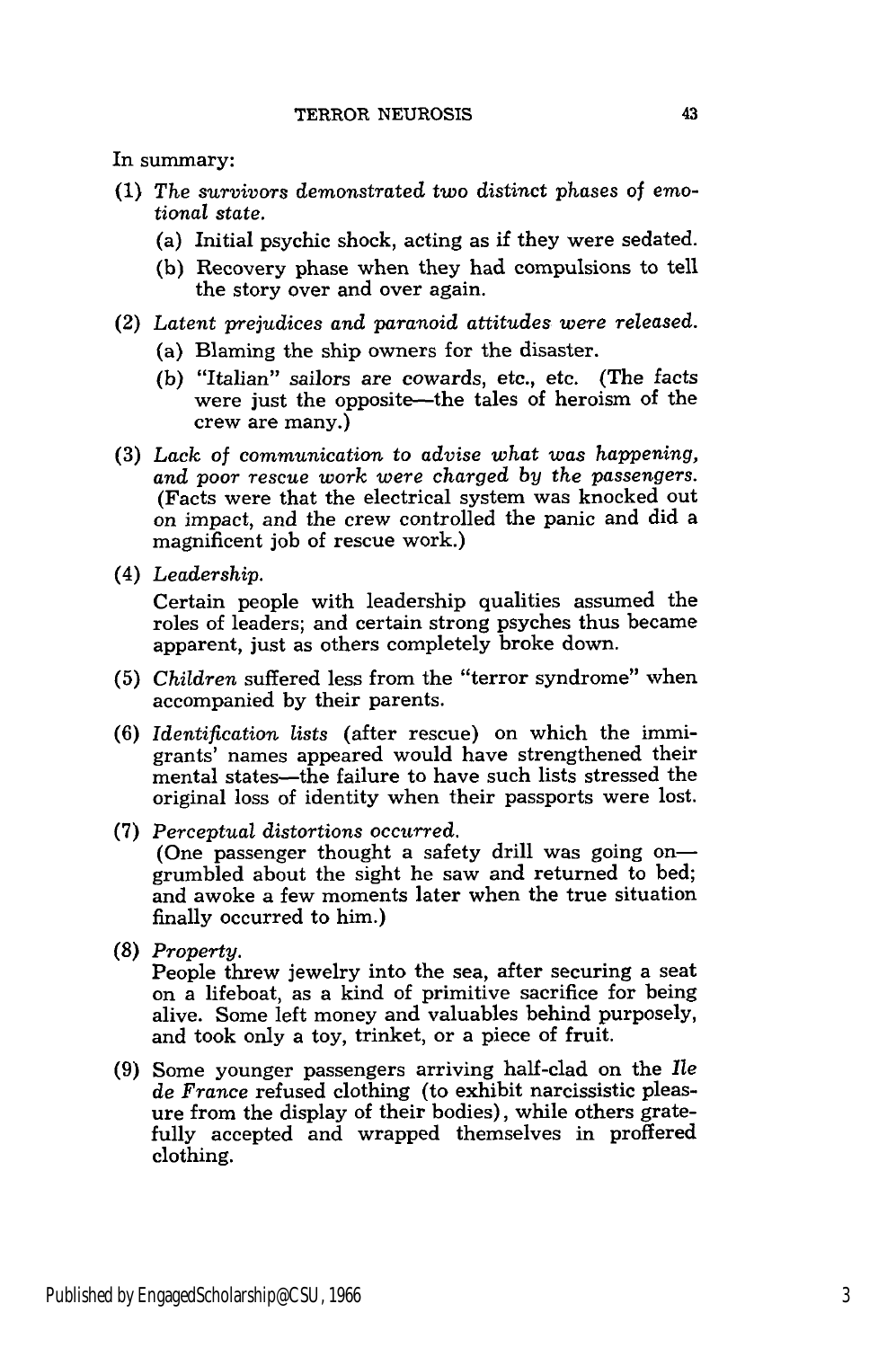In summary:

(1) *The survivors demonstrated two distinct phases of emotional state.*

   (a) Initial psychic shock, acting as if they were sedated.

   (b) Recovery phase when they had compulsions to tell the story over and over again.

(2) *Latent prejudices and paranoid attitudes were released.*

   (a) Blaming the ship owners for the disaster.

   (b) "Italian" sailors are cowards, etc., etc. (The facts were just the opposite—the tales of heroism of the crew are many.)

(3) *Lack of communication to advise what was happening, and poor rescue work were charged by the passengers.* (Facts were that the electrical system was knocked out on impact, and the crew controlled the panic and did a magnificent job of rescue work.)

(4) *Leadership.*

   Certain people with leadership qualities assumed the roles of leaders; and certain strong psyches thus became apparent, just as others completely broke down.

(5) *Children* suffered less from the "terror syndrome" when accompanied by their parents.

(6) *Identification lists* (after rescue) on which the immigrants' names appeared would have strengthened their mental states—the failure to have such lists stressed the original loss of identity when their passports were lost.

(7) *Perceptual distortions occurred.*

   (One passenger thought a safety drill was going on—grumbled about the sight he saw and returned to bed; and awoke a few moments later when the true situation finally occurred to him.)

(8) *Property.*

   People threw jewelry into the sea, after securing a seat on a lifeboat, as a kind of primitive sacrifice for being alive. Some left money and valuables behind purposely, and took only a toy, trinket, or a piece of fruit.

(9) Some younger passengers arriving half-clad on the *Ile de France* refused clothing (to exhibit narcissistic pleasure from the display of their bodies), while others gratefully accepted and wrapped themselves in proffered clothing.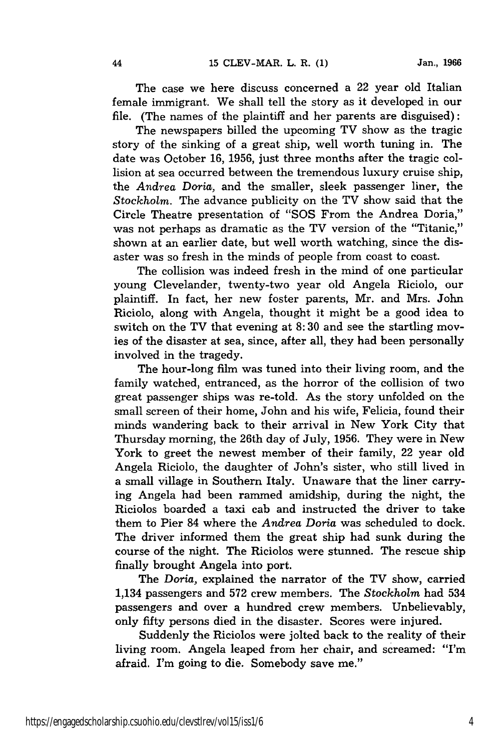The case we here discuss concerned a 22 year old Italian female immigrant. We shall tell the story as it developed in our file. (The names of the plaintiff and her parents are disguised):

The newspapers billed the upcoming TV show as the tragic story of the sinking of a great ship, well worth tuning in. The date was October 16, 1956, just three months after the tragic collision at sea occurred between the tremendous luxury cruise ship, the *Andrea Doria,* and the smaller, sleek passenger liner, the *Stockholm.* The advance publicity on the TV show said that the Circle Theatre presentation of "SOS From the Andrea Doria," was not perhaps as dramatic as the TV version of the "Titanic," shown at an earlier date, but well worth watching, since the disaster was so fresh in the minds of people from coast to coast.

The collision was indeed fresh in the mind of one particular young Clevelander, twenty-two year old Angela Riciolo, our plaintiff. In fact, her new foster parents, Mr. and Mrs. John Riciolo, along with Angela, thought it might be a good idea to switch on the TV that evening at 8:30 and see the startling movies of the disaster at sea, since, after all, they had been personally involved in the tragedy.

The hour-long film was tuned into their living room, and the family watched, entranced, as the horror of the collision of two great passenger ships was re-told. As the story unfolded on the small screen of their home, John and his wife, Felicia, found their minds wandering back to their arrival in New York City that Thursday morning, the 26th day of July, 1956. They were in New York to greet the newest member of their family, 22 year old Angela Riciolo, the daughter of John's sister, who still lived in a small village in Southern Italy. Unaware that the liner carrying Angela had been rammed amidship, during the night, the Riciolos boarded a taxi cab and instructed the driver to take them to Pier 84 where the *Andrea Doria* was scheduled to dock. The driver informed them the great ship had sunk during the course of the night. The Riciolos were stunned. The rescue ship finally brought Angela into port.

The *Doria,* explained the narrator of the TV show, carried 1,134 passengers and 572 crew members. The *Stockholm* had 534 passengers and over a hundred crew members. Unbelievably, only fifty persons died in the disaster. Scores were injured.

Suddenly the Riciolos were jolted back to the reality of their living room. Angela leaped from her chair, and screamed: "I'm afraid. I'm going to die. Somebody save me."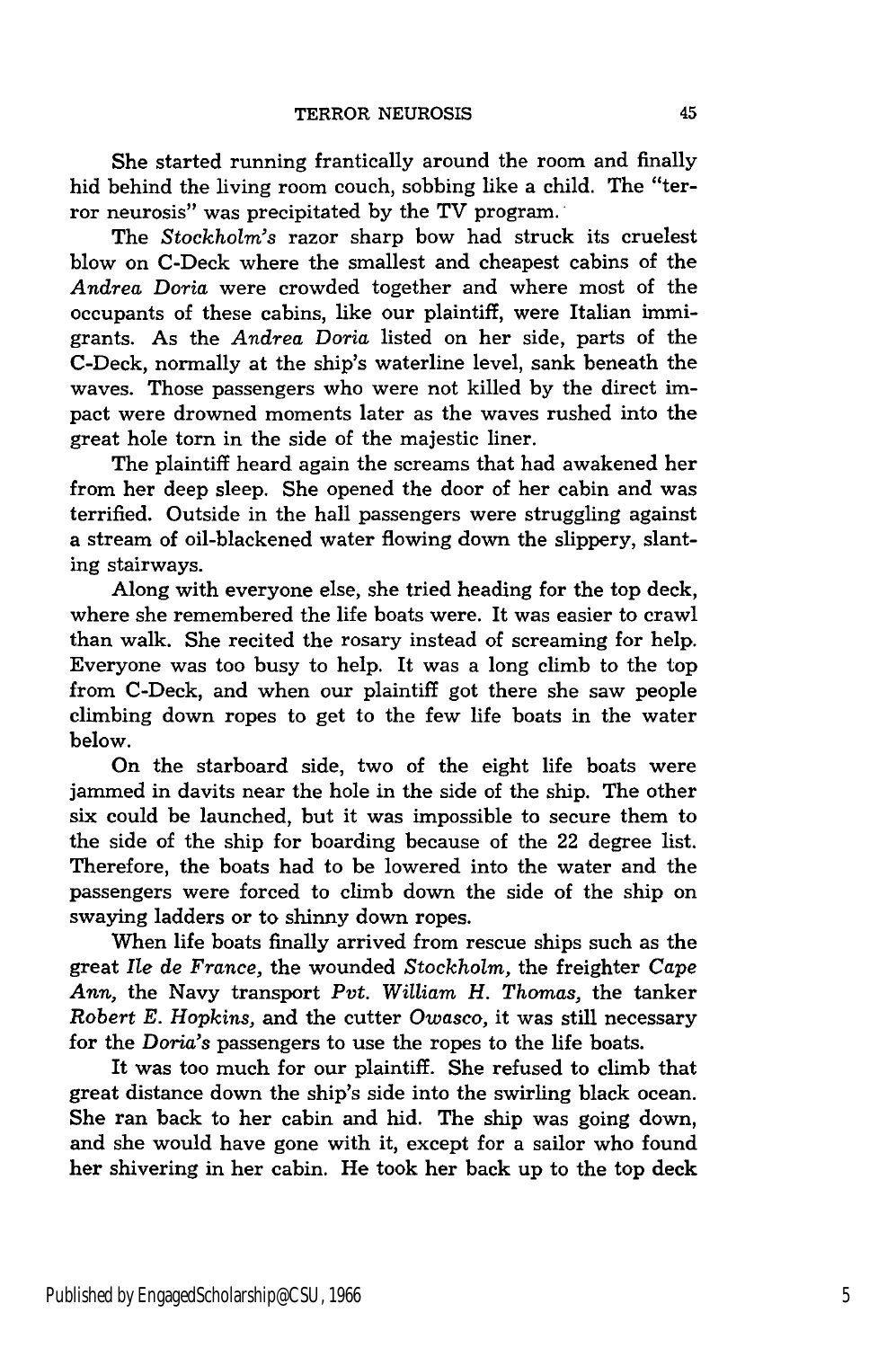She started running frantically around the room and finally hid behind the living room couch, sobbing like a child. The "terror neurosis" was precipitated by the TV program.

The *Stockholm's* razor sharp bow had struck its cruelest blow on C-Deck where the smallest and cheapest cabins of the *Andrea Doria* were crowded together and where most of the occupants of these cabins, like our plaintiff, were Italian immigrants. As the *Andrea Doria* listed on her side, parts of the C-Deck, normally at the ship's waterline level, sank beneath the waves. Those passengers who were not killed by the direct impact were drowned moments later as the waves rushed into the great hole torn in the side of the majestic liner.

The plaintiff heard again the screams that had awakened her from her deep sleep. She opened the door of her cabin and was terrified. Outside in the hall passengers were struggling against a stream of oil-blackened water flowing down the slippery, slanting stairways.

Along with everyone else, she tried heading for the top deck, where she remembered the life boats were. It was easier to crawl than walk. She recited the rosary instead of screaming for help. Everyone was too busy to help. It was a long climb to the top from C-Deck, and when our plaintiff got there she saw people climbing down ropes to get to the few life boats in the water below.

On the starboard side, two of the eight life boats were jammed in davits near the hole in the side of the ship. The other six could be launched, but it was impossible to secure them to the side of the ship for boarding because of the 22 degree list. Therefore, the boats had to be lowered into the water and the passengers were forced to climb down the side of the ship on swaying ladders or to shinny down ropes.

When life boats finally arrived from rescue ships such as the great *Ile de France*, the wounded *Stockholm*, the freighter *Cape Ann*, the Navy transport *Pvt. William H. Thomas*, the tanker *Robert E. Hopkins*, and the cutter *Owasco*, it was still necessary for the *Doria's* passengers to use the ropes to the life boats.

It was too much for our plaintiff. She refused to climb that great distance down the ship's side into the swirling black ocean. She ran back to her cabin and hid. The ship was going down, and she would have gone with it, except for a sailor who found her shivering in her cabin. He took her back up to the top deck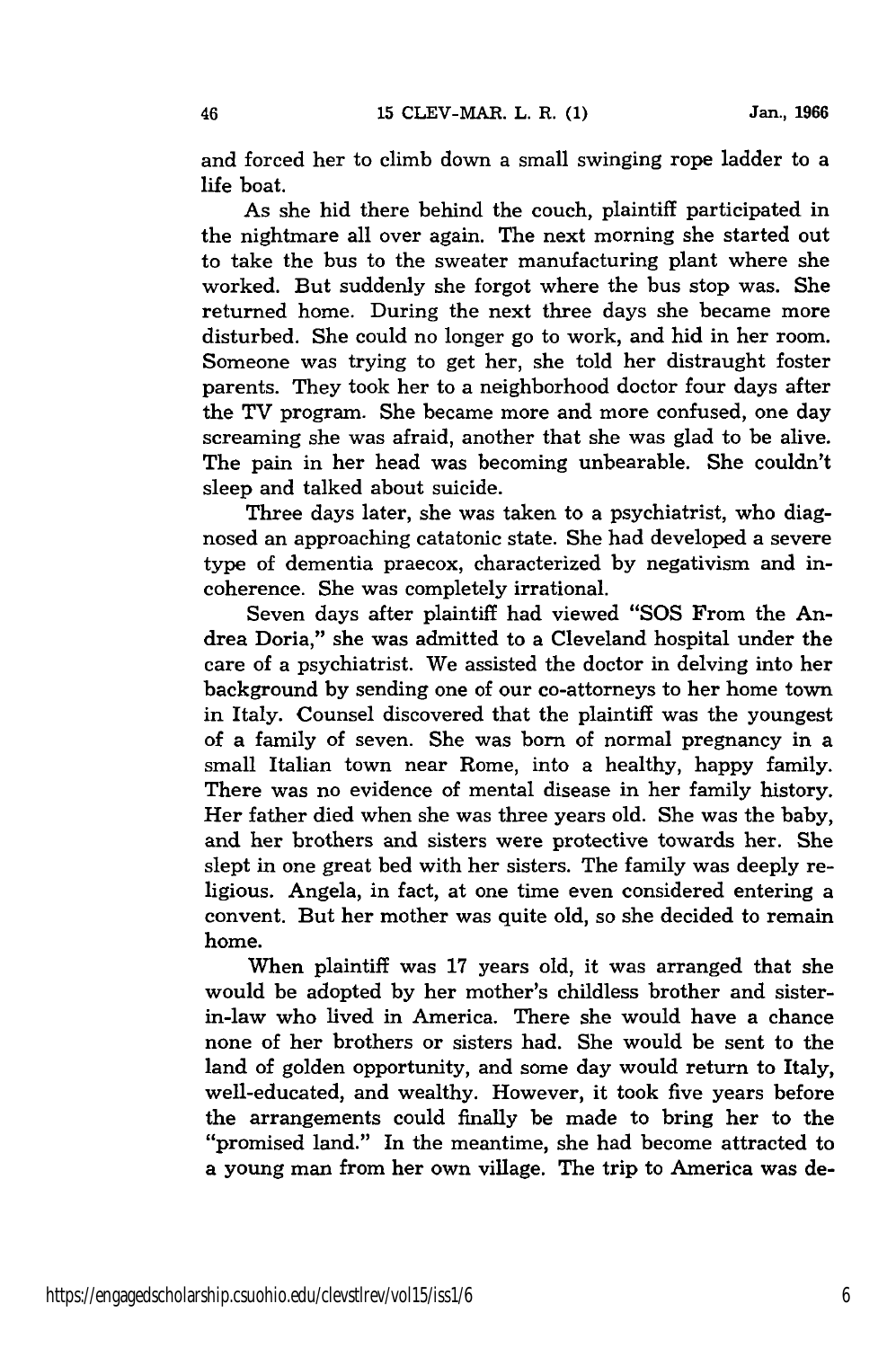and forced her to climb down a small swinging rope ladder to a life boat.

As she hid there behind the couch, plaintiff participated in the nightmare all over again. The next morning she started out to take the bus to the sweater manufacturing plant where she worked. But suddenly she forgot where the bus stop was. She returned home. During the next three days she became more disturbed. She could no longer go to work, and hid in her room. Someone was trying to get her, she told her distraught foster parents. They took her to a neighborhood doctor four days after the TV program. She became more and more confused, one day screaming she was afraid, another that she was glad to be alive. The pain in her head was becoming unbearable. She couldn't sleep and talked about suicide.

Three days later, she was taken to a psychiatrist, who diagnosed an approaching catatonic state. She had developed a severe type of dementia praecox, characterized by negativism and incoherence. She was completely irrational.

Seven days after plaintiff had viewed "SOS From the Andrea Doria," she was admitted to a Cleveland hospital under the care of a psychiatrist. We assisted the doctor in delving into her background by sending one of our co-attorneys to her home town in Italy. Counsel discovered that the plaintiff was the youngest of a family of seven. She was born of normal pregnancy in a small Italian town near Rome, into a healthy, happy family. There was no evidence of mental disease in her family history. Her father died when she was three years old. She was the baby, and her brothers and sisters were protective towards her. She slept in one great bed with her sisters. The family was deeply religious. Angela, in fact, at one time even considered entering a convent. But her mother was quite old, so she decided to remain home.

When plaintiff was 17 years old, it was arranged that she would be adopted by her mother's childless brother and sister-in-law who lived in America. There she would have a chance none of her brothers or sisters had. She would be sent to the land of golden opportunity, and some day would return to Italy, well-educated, and wealthy. However, it took five years before the arrangements could finally be made to bring her to the "promised land." In the meantime, she had become attracted to a young man from her own village. The trip to America was de-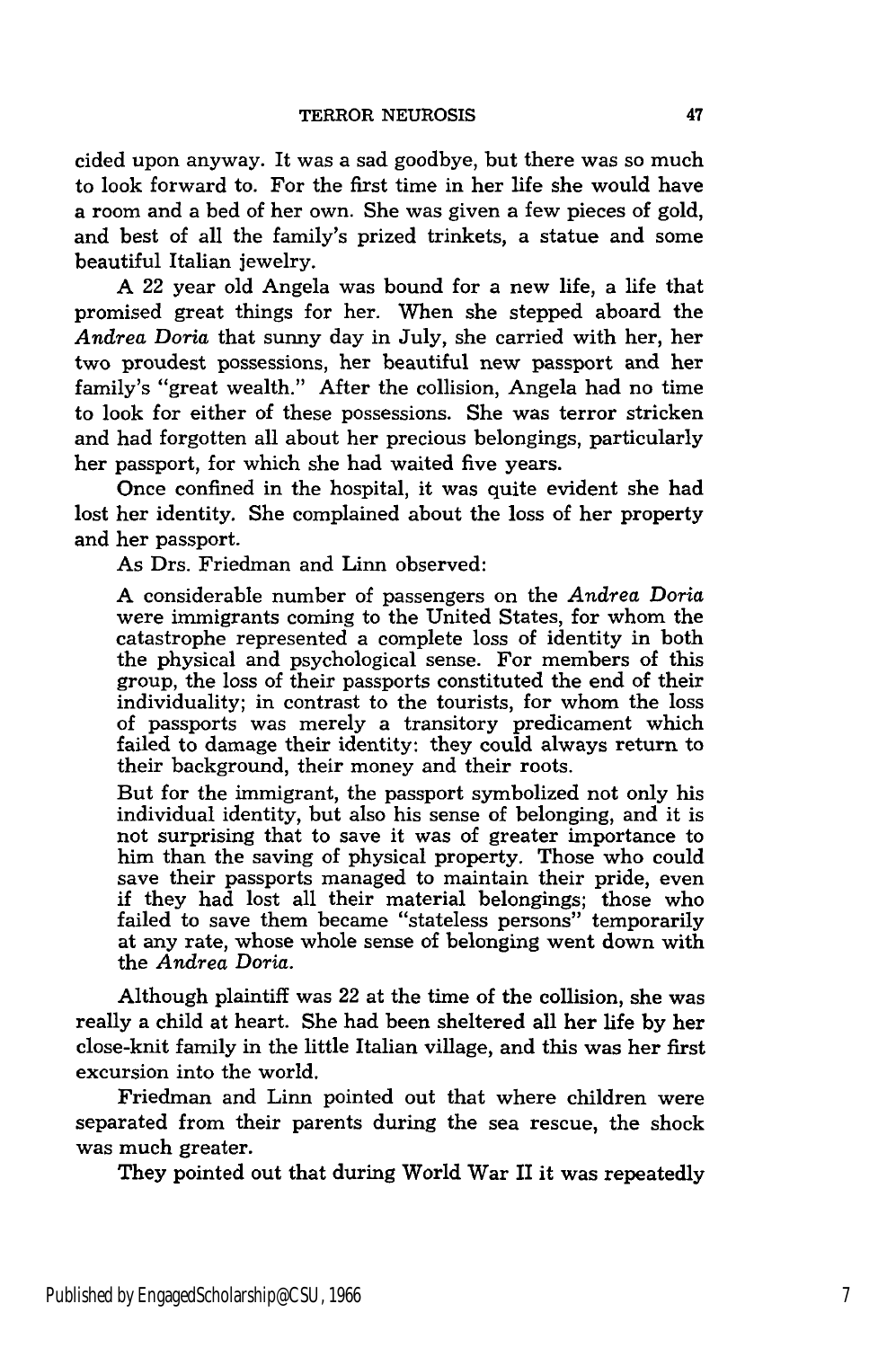cided upon anyway. It was a sad goodbye, but there was so much to look forward to. For the first time in her life she would have a room and a bed of her own. She was given a few pieces of gold, and best of all the family's prized trinkets, a statue and some beautiful Italian jewelry.

A 22 year old Angela was bound for a new life, a life that promised great things for her. When she stepped aboard the *Andrea Doria* that sunny day in July, she carried with her, her two proudest possessions, her beautiful new passport and her family's "great wealth." After the collision, Angela had no time to look for either of these possessions. She was terror stricken and had forgotten all about her precious belongings, particularly her passport, for which she had waited five years.

Once confined in the hospital, it was quite evident she had lost her identity. She complained about the loss of her property and her passport.

As Drs. Friedman and Linn observed:

> A considerable number of passengers on the *Andrea Doria* were immigrants coming to the United States, for whom the catastrophe represented a complete loss of identity in both the physical and psychological sense. For members of this group, the loss of their passports constituted the end of their individuality; in contrast to the tourists, for whom the loss of passports was merely a transitory predicament which failed to damage their identity: they could always return to their background, their money and their roots.
>
> But for the immigrant, the passport symbolized not only his individual identity, but also his sense of belonging, and it is not surprising that to save it was of greater importance to him than the saving of physical property. Those who could save their passports managed to maintain their pride, even if they had lost all their material belongings; those who failed to save them became "stateless persons" temporarily at any rate, whose whole sense of belonging went down with the *Andrea Doria.*

Although plaintiff was 22 at the time of the collision, she was really a child at heart. She had been sheltered all her life by her close-knit family in the little Italian village, and this was her first excursion into the world.

Friedman and Linn pointed out that where children were separated from their parents during the sea rescue, the shock was much greater.

They pointed out that during World War II it was repeatedly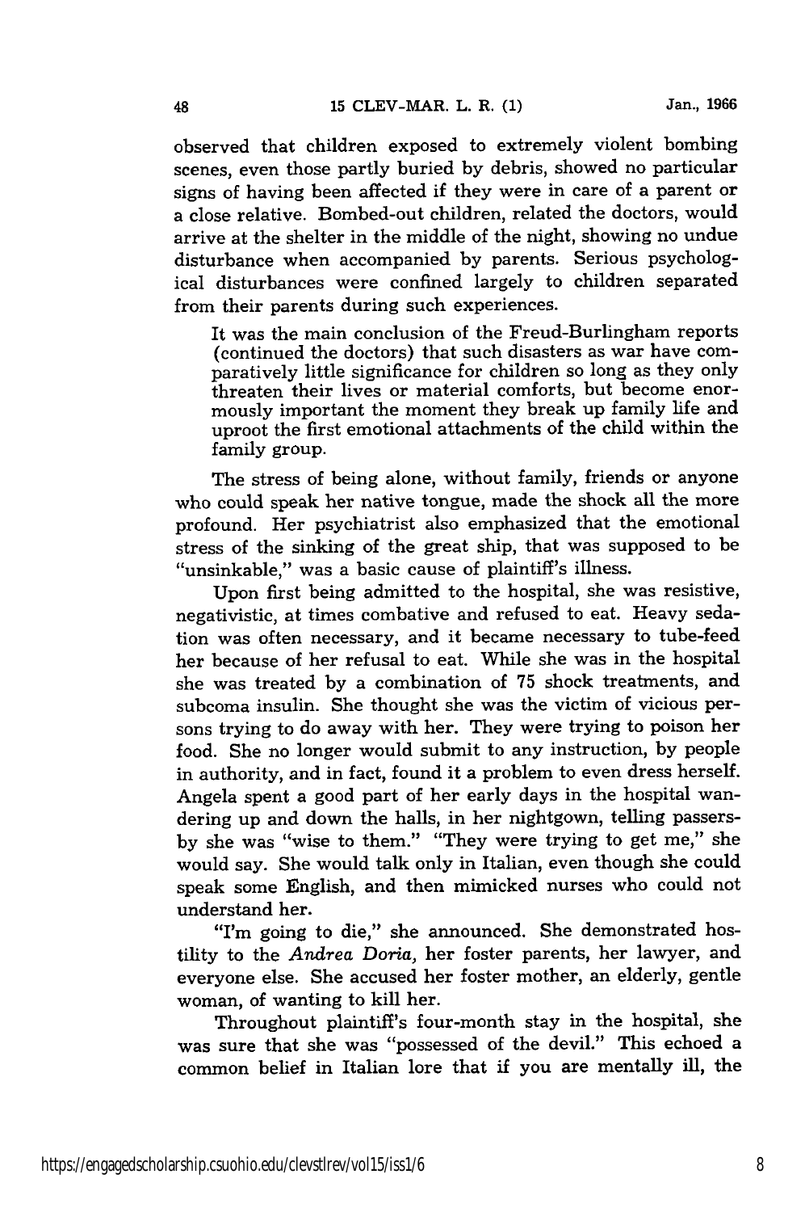observed that children exposed to extremely violent bombing scenes, even those partly buried by debris, showed no particular signs of having been affected if they were in care of a parent or a close relative. Bombed-out children, related the doctors, would arrive at the shelter in the middle of the night, showing no undue disturbance when accompanied by parents. Serious psychological disturbances were confined largely to children separated from their parents during such experiences.

> It was the main conclusion of the Freud-Burlingham reports (continued the doctors) that such disasters as war have comparatively little significance for children so long as they only threaten their lives or material comforts, but become enormously important the moment they break up family life and uproot the first emotional attachments of the child within the family group.

The stress of being alone, without family, friends or anyone who could speak her native tongue, made the shock all the more profound. Her psychiatrist also emphasized that the emotional stress of the sinking of the great ship, that was supposed to be "unsinkable," was a basic cause of plaintiff's illness.

Upon first being admitted to the hospital, she was resistive, negativistic, at times combative and refused to eat. Heavy sedation was often necessary, and it became necessary to tube-feed her because of her refusal to eat. While she was in the hospital she was treated by a combination of 75 shock treatments, and subcoma insulin. She thought she was the victim of vicious persons trying to do away with her. They were trying to poison her food. She no longer would submit to any instruction, by people in authority, and in fact, found it a problem to even dress herself. Angela spent a good part of her early days in the hospital wandering up and down the halls, in her nightgown, telling passers-by she was "wise to them." "They were trying to get me," she would say. She would talk only in Italian, even though she could speak some English, and then mimicked nurses who could not understand her.

"I'm going to die," she announced. She demonstrated hostility to the *Andrea Doria*, her foster parents, her lawyer, and everyone else. She accused her foster mother, an elderly, gentle woman, of wanting to kill her.

Throughout plaintiff's four-month stay in the hospital, she was sure that she was "possessed of the devil." This echoed a common belief in Italian lore that if you are mentally ill, the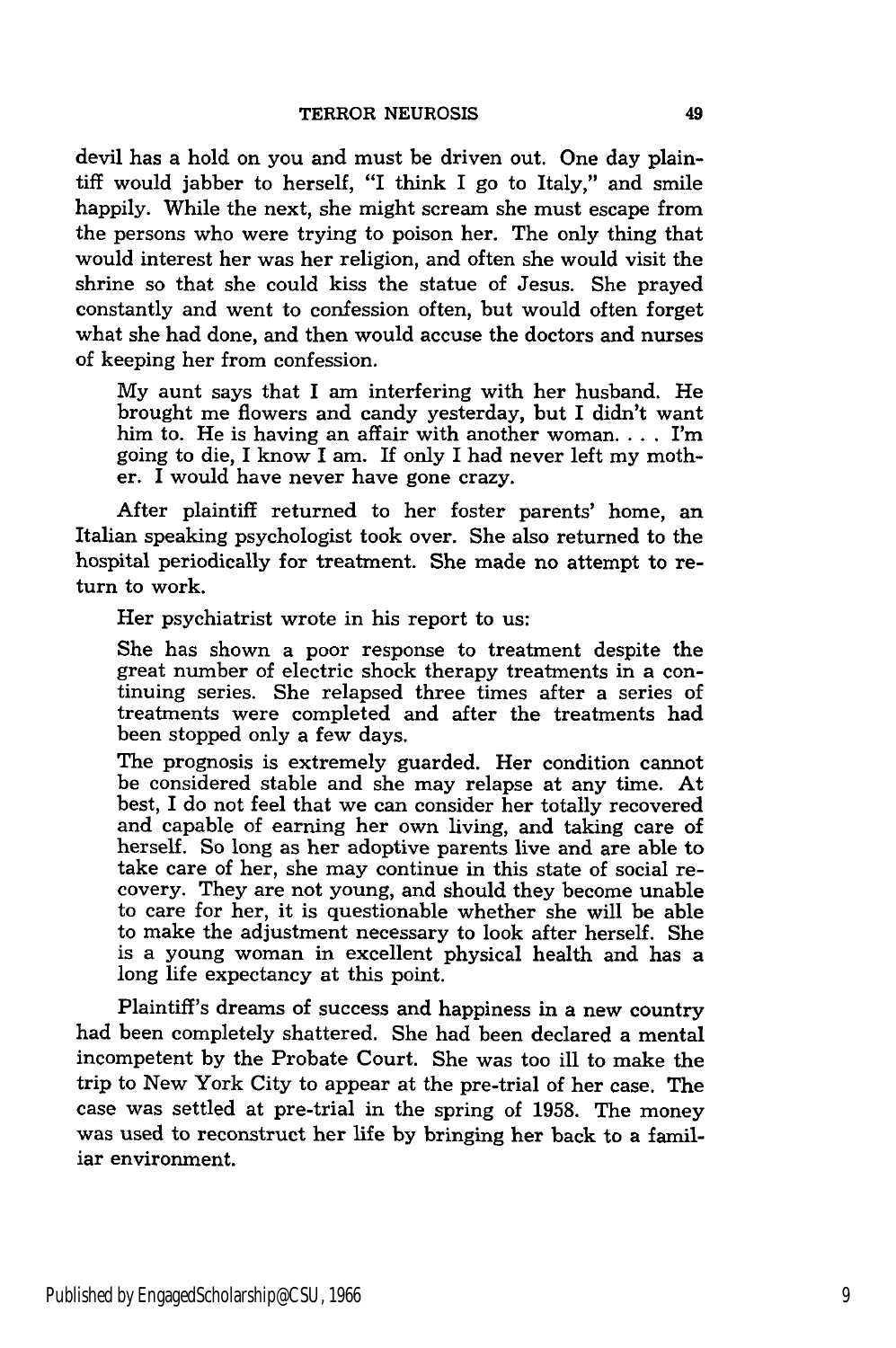devil has a hold on you and must be driven out. One day plaintiff would jabber to herself, "I think I go to Italy," and smile happily. While the next, she might scream she must escape from the persons who were trying to poison her. The only thing that would interest her was her religion, and often she would visit the shrine so that she could kiss the statue of Jesus. She prayed constantly and went to confession often, but would often forget what she had done, and then would accuse the doctors and nurses of keeping her from confession.

> My aunt says that I am interfering with her husband. He brought me flowers and candy yesterday, but I didn't want him to. He is having an affair with another woman. . . . I'm going to die, I know I am. If only I had never left my mother. I would have never have gone crazy.

After plaintiff returned to her foster parents' home, an Italian speaking psychologist took over. She also returned to the hospital periodically for treatment. She made no attempt to return to work.

Her psychiatrist wrote in his report to us:

> She has shown a poor response to treatment despite the great number of electric shock therapy treatments in a continuing series. She relapsed three times after a series of treatments were completed and after the treatments had been stopped only a few days.
>
> The prognosis is extremely guarded. Her condition cannot be considered stable and she may relapse at any time. At best, I do not feel that we can consider her totally recovered and capable of earning her own living, and taking care of herself. So long as her adoptive parents live and are able to take care of her, she may continue in this state of social recovery. They are not young, and should they become unable to care for her, it is questionable whether she will be able to make the adjustment necessary to look after herself. She is a young woman in excellent physical health and has a long life expectancy at this point.

Plaintiff's dreams of success and happiness in a new country had been completely shattered. She had been declared a mental incompetent by the Probate Court. She was too ill to make the trip to New York City to appear at the pre-trial of her case. The case was settled at pre-trial in the spring of 1958. The money was used to reconstruct her life by bringing her back to a familiar environment.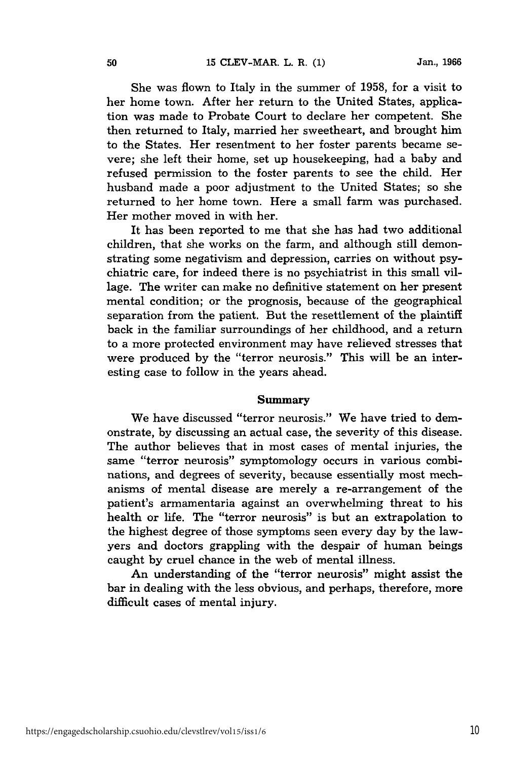She was flown to Italy in the summer of 1958, for a visit to her home town. After her return to the United States, application was made to Probate Court to declare her competent. She then returned to Italy, married her sweetheart, and brought him to the States. Her resentment to her foster parents became severe; she left their home, set up housekeeping, had a baby and refused permission to the foster parents to see the child. Her husband made a poor adjustment to the United States; so she returned to her home town. Here a small farm was purchased. Her mother moved in with her.

It has been reported to me that she has had two additional children, that she works on the farm, and although still demonstrating some negativism and depression, carries on without psychiatric care, for indeed there is no psychiatrist in this small village. The writer can make no definitive statement on her present mental condition; or the prognosis, because of the geographical separation from the patient. But the resettlement of the plaintiff back in the familiar surroundings of her childhood, and a return to a more protected environment may have relieved stresses that were produced by the "terror neurosis." This will be an interesting case to follow in the years ahead.

## Summary

We have discussed "terror neurosis." We have tried to demonstrate, by discussing an actual case, the severity of this disease. The author believes that in most cases of mental injuries, the same "terror neurosis" symptomology occurs in various combinations, and degrees of severity, because essentially most mechanisms of mental disease are merely a re-arrangement of the patient's armamentaria against an overwhelming threat to his health or life. The "terror neurosis" is but an extrapolation to the highest degree of those symptoms seen every day by the lawyers and doctors grappling with the despair of human beings caught by cruel chance in the web of mental illness.

An understanding of the "terror neurosis" might assist the bar in dealing with the less obvious, and perhaps, therefore, more difficult cases of mental injury.